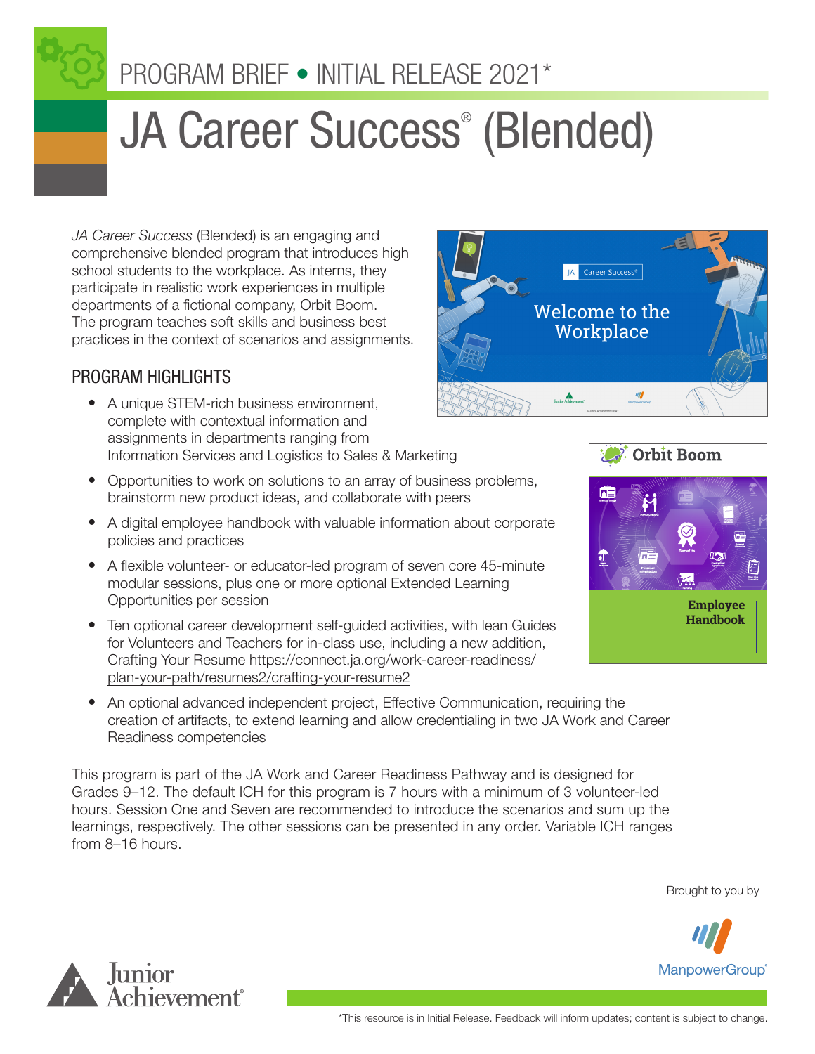PROGRAM BRIEF • INITIAL RELEASE 2021*

# JA Career Success® (Blended)

*JA Career Success* (Blended) is an engaging and comprehensive blended program that introduces high school students to the workplace. As interns, they participate in realistic work experiences in multiple departments of a fictional company, Orbit Boom. The program teaches soft skills and business best practices in the context of scenarios and assignments.

## PROGRAM HIGHLIGHTS

- A unique STEM-rich business environment, complete with contextual information and assignments in departments ranging from Information Services and Logistics to Sales & Marketing
- Opportunities to work on solutions to an array of business problems, brainstorm new product ideas, and collaborate with peers
- A digital employee handbook with valuable information about corporate policies and practices
- A flexible volunteer- or educator-led program of seven core 45-minute modular sessions, plus one or more optional Extended Learning Opportunities per session
- Ten optional career development self-guided activities, with lean Guides for Volunteers and Teachers for in-class use, including a new addition, Crafting Your Resume https://connect.ja.org/work-career-readiness/plan-your-path/resumes2/crafting-your-resume2
- An optional advanced independent project, Effective Communication, requiring the creation of artifacts, to extend learning and allow credentialing in two JA Work and Career Readiness competencies

This program is part of the JA Work and Career Readiness Pathway and is designed for Grades 9–12. The default ICH for this program is 7 hours with a minimum of 3 volunteer-led hours. Session One and Seven are recommended to introduce the scenarios and sum up the learnings, respectively. The other sessions can be presented in any order. Variable ICH ranges from 8–16 hours.

Brought to you by

ManpowerGroup®

Junior Achievement®

*This resource is in Initial Release. Feedback will inform updates; content is subject to change.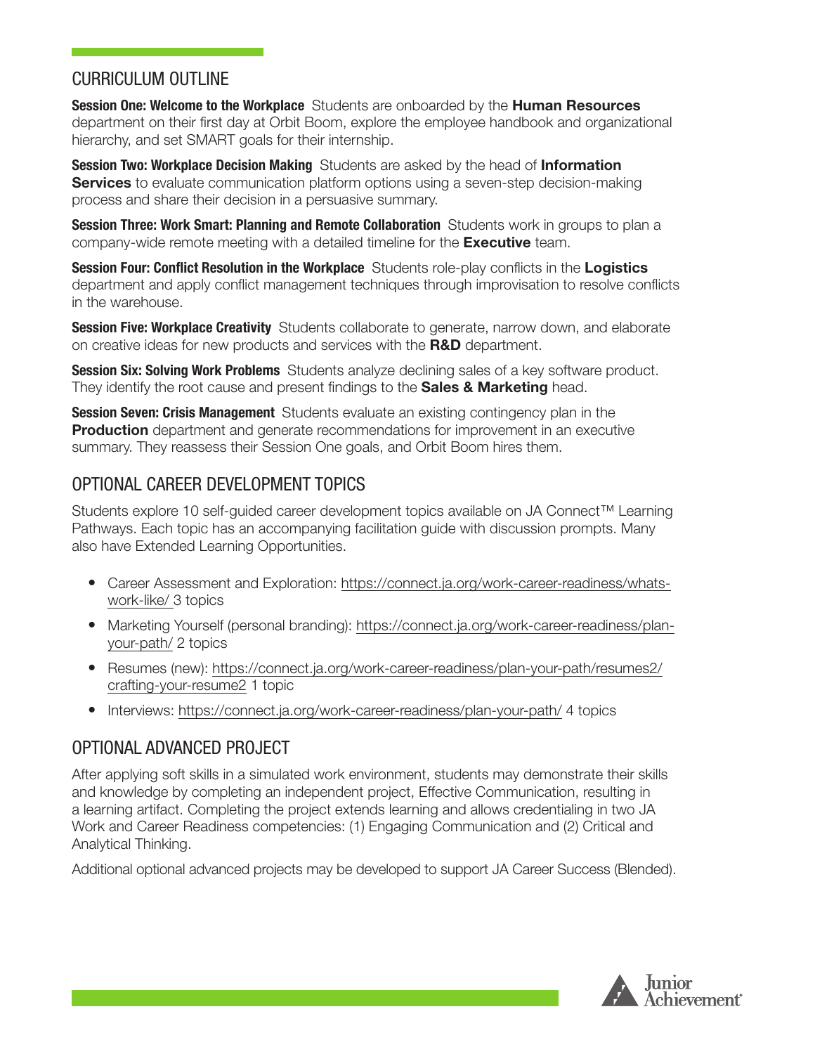## CURRICULUM OUTLINE

**Session One: Welcome to the Workplace** Students are onboarded by the **Human Resources** department on their first day at Orbit Boom, explore the employee handbook and organizational hierarchy, and set SMART goals for their internship.

**Session Two: Workplace Decision Making** Students are asked by the head of **Information Services** to evaluate communication platform options using a seven-step decision-making process and share their decision in a persuasive summary.

**Session Three: Work Smart: Planning and Remote Collaboration** Students work in groups to plan a company-wide remote meeting with a detailed timeline for the **Executive** team.

**Session Four: Conflict Resolution in the Workplace** Students role-play conflicts in the **Logistics** department and apply conflict management techniques through improvisation to resolve conflicts in the warehouse.

**Session Five: Workplace Creativity** Students collaborate to generate, narrow down, and elaborate on creative ideas for new products and services with the **R&D** department.

**Session Six: Solving Work Problems** Students analyze declining sales of a key software product. They identify the root cause and present findings to the **Sales & Marketing** head.

**Session Seven: Crisis Management** Students evaluate an existing contingency plan in the **Production** department and generate recommendations for improvement in an executive summary. They reassess their Session One goals, and Orbit Boom hires them.

## OPTIONAL CAREER DEVELOPMENT TOPICS

Students explore 10 self-guided career development topics available on JA Connect™ Learning Pathways. Each topic has an accompanying facilitation guide with discussion prompts. Many also have Extended Learning Opportunities.

- Career Assessment and Exploration: https://connect.ja.org/work-career-readiness/whats-work-like/ 3 topics
- Marketing Yourself (personal branding): https://connect.ja.org/work-career-readiness/plan-your-path/ 2 topics
- Resumes (new): https://connect.ja.org/work-career-readiness/plan-your-path/resumes2/crafting-your-resume2 1 topic
- Interviews: https://connect.ja.org/work-career-readiness/plan-your-path/ 4 topics

## OPTIONAL ADVANCED PROJECT

After applying soft skills in a simulated work environment, students may demonstrate their skills and knowledge by completing an independent project, Effective Communication, resulting in a learning artifact. Completing the project extends learning and allows credentialing in two JA Work and Career Readiness competencies: (1) Engaging Communication and (2) Critical and Analytical Thinking.

Additional optional advanced projects may be developed to support JA Career Success (Blended).